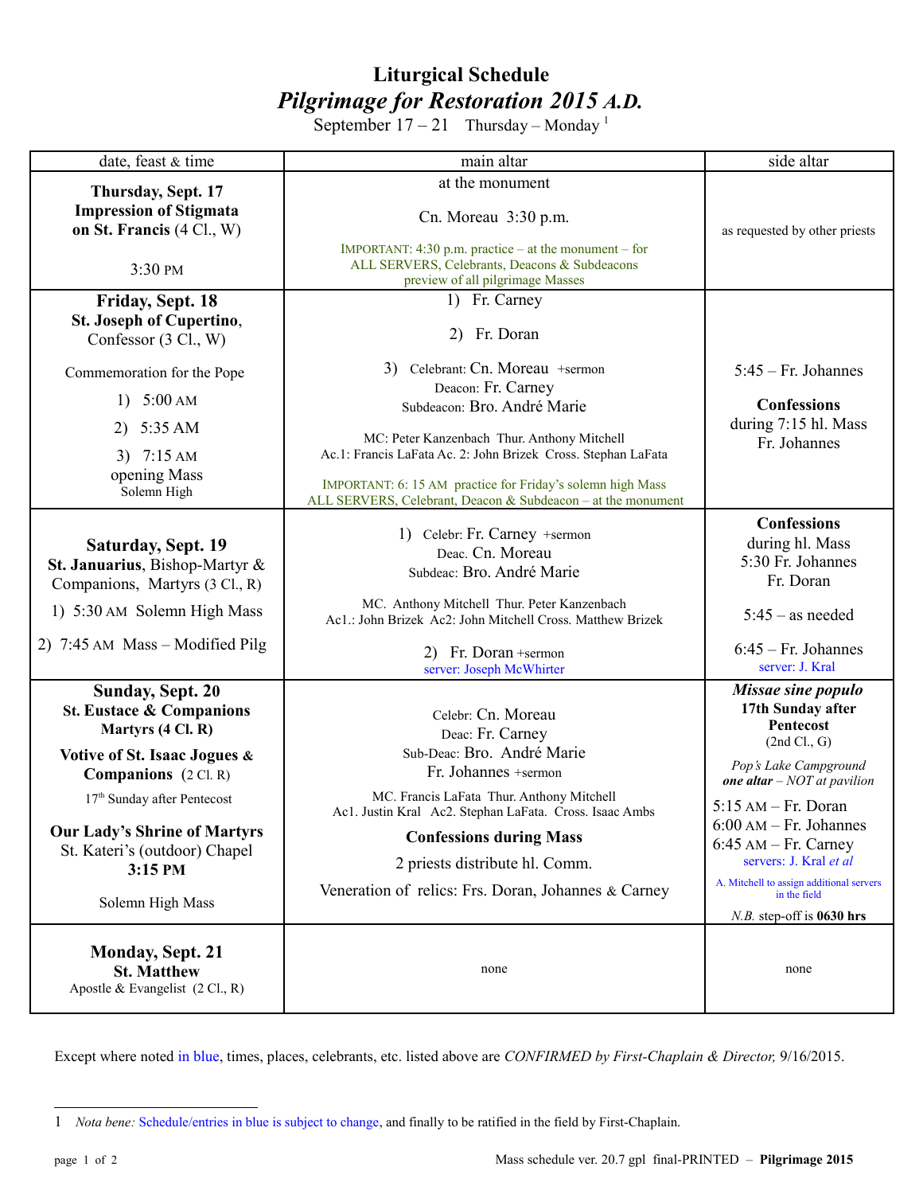# Liturgical Schedule

## *Pilgrimage for Restoration 2015 A.D.*

September 17 – 21 Thursday – Monday [1]

| date, feast & time | main altar | side altar |
|---|---|---|
| **Thursday, Sept. 17** <br> **Impression of Stigmata on St. Francis** (4 Cl., W) <br><br> 3:30 PM | at the monument <br><br> Cn. Moreau 3:30 p.m. <br><br> IMPORTANT: 4:30 p.m. practice – at the monument – for ALL SERVERS, Celebrants, Deacons & Subdeacons preview of all pilgrimage Masses | as requested by other priests |
| **Friday, Sept. 18** <br> **St. Joseph of Cupertino**, Confessor (3 Cl., W) <br><br> Commemoration for the Pope <br> 1) 5:00 AM <br> 2) 5:35 AM <br> 3) 7:15 AM opening Mass Solemn High | 1) Fr. Carney <br> 2) Fr. Doran <br> 3) Celebrant: Cn. Moreau +sermon <br> Deacon: Fr. Carney <br> Subdeacon: Bro. André Marie <br><br> MC: Peter Kanzenbach Thur. Anthony Mitchell <br> Ac.1: Francis LaFata Ac. 2: John Brizek Cross. Stephan LaFata <br><br> IMPORTANT: 6: 15 AM practice for Friday's solemn high Mass ALL SERVERS, Celebrant, Deacon & Subdeacon – at the monument | 5:45 – Fr. Johannes <br><br> **Confessions** <br> during 7:15 hl. Mass <br> Fr. Johannes |
| **Saturday, Sept. 19** <br> **St. Januarius**, Bishop-Martyr & Companions, Martyrs (3 Cl., R) <br><br> 1) 5:30 AM Solemn High Mass <br> 2) 7:45 AM Mass – Modified Pilg | 1) Celebr: Fr. Carney +sermon <br> Deac. Cn. Moreau <br> Subdeac: Bro. André Marie <br><br> MC. Anthony Mitchell Thur. Peter Kanzenbach <br> Ac1.: John Brizek Ac2: John Mitchell Cross. Matthew Brizek <br><br> 2) Fr. Doran +sermon <br> server: Joseph McWhirter | **Confessions** <br> during hl. Mass <br> 5:30 Fr. Johannes <br> Fr. Doran <br><br> 5:45 – as needed <br><br> 6:45 – Fr. Johannes <br> server: J. Kral |
| **Sunday, Sept. 20** <br> **St. Eustace & Companions Martyrs (4 Cl. R)** <br><br> **Votive of St. Isaac Jogues & Companions** (2 Cl. R) <br><br> 17th Sunday after Pentecost <br><br> **Our Lady's Shrine of Martyrs** <br> St. Kateri's (outdoor) Chapel <br> **3:15 PM** <br><br> Solemn High Mass | Celebr: Cn. Moreau <br> Deac: Fr. Carney <br> Sub-Deac: Bro. André Marie <br> Fr. Johannes +sermon <br><br> MC. Francis LaFata Thur. Anthony Mitchell <br> Ac1. Justin Kral Ac2. Stephan LaFata. Cross. Isaac Ambs <br><br> **Confessions during Mass** <br> 2 priests distribute hl. Comm. <br> Veneration of relics: Frs. Doran, Johannes & Carney | ***Missae sine populo*** <br> **17th Sunday after Pentecost** <br> (2nd Cl., G) <br><br> *Pop's Lake Campground* <br> ***one altar*** *– NOT at pavilion* <br><br> 5:15 AM – Fr. Doran <br> 6:00 AM – Fr. Johannes <br> 6:45 AM – Fr. Carney <br> servers: J. Kral *et al* <br><br> A. Mitchell to assign additional servers in the field <br><br> *N.B.* step-off is **0630 hrs** |
| **Monday, Sept. 21** <br> **St. Matthew** <br> Apostle & Evangelist (2 Cl., R) | none | none |

Except where noted in blue, times, places, celebrants, etc. listed above are *CONFIRMED by First-Chaplain & Director,* 9/16/2015.

---

1 *Nota bene:* Schedule/entries in blue is subject to change, and finally to be ratified in the field by First-Chaplain.

Mass schedule ver. 20.7 gpl final-PRINTED – **Pilgrimage 2015**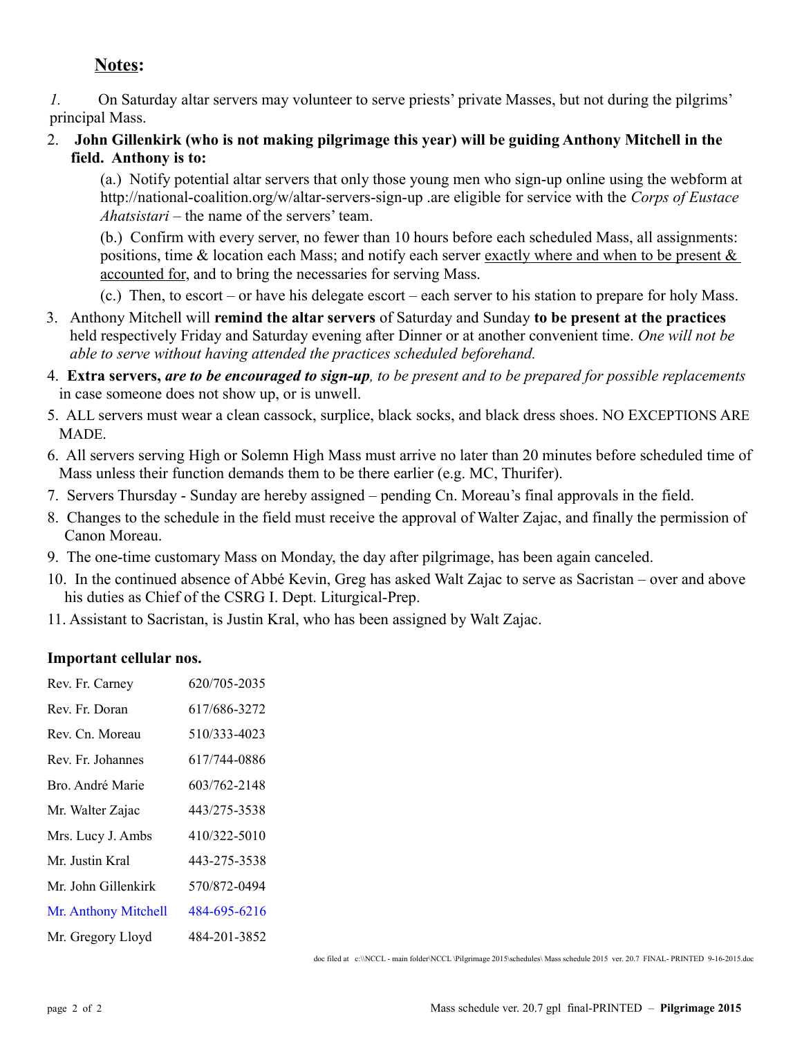## **Notes**:

*1.* On Saturday altar servers may volunteer to serve priests' private Masses, but not during the pilgrims' principal Mass.

2. **John Gillenkirk (who is not making pilgrimage this year) will be guiding Anthony Mitchell in the field. Anthony is to:**

   (a.) Notify potential altar servers that only those young men who sign-up online using the webform at http://national-coalition.org/w/altar-servers-sign-up .are eligible for service with the *Corps of Eustace Ahatsistari* – the name of the servers' team.

   (b.) Confirm with every server, no fewer than 10 hours before each scheduled Mass, all assignments: positions, time & location each Mass; and notify each server <u>exactly where and when to be present & accounted for</u>, and to bring the necessaries for serving Mass.

   (c.) Then, to escort – or have his delegate escort – each server to his station to prepare for holy Mass.

3. Anthony Mitchell will **remind the altar servers** of Saturday and Sunday **to be present at the practices** held respectively Friday and Saturday evening after Dinner or at another convenient time. *One will not be able to serve without having attended the practices scheduled beforehand.*

4. **Extra servers,** ***are to be encouraged to sign-up****, to be present and to be prepared for possible replacements* in case someone does not show up, or is unwell.

5. ALL servers must wear a clean cassock, surplice, black socks, and black dress shoes. NO EXCEPTIONS ARE MADE.

6. All servers serving High or Solemn High Mass must arrive no later than 20 minutes before scheduled time of Mass unless their function demands them to be there earlier (e.g. MC, Thurifer).

7. Servers Thursday - Sunday are hereby assigned – pending Cn. Moreau's final approvals in the field.

8. Changes to the schedule in the field must receive the approval of Walter Zajac, and finally the permission of Canon Moreau.

9. The one-time customary Mass on Monday, the day after pilgrimage, has been again canceled.

10. In the continued absence of Abbé Kevin, Greg has asked Walt Zajac to serve as Sacristan – over and above his duties as Chief of the CSRG I. Dept. Liturgical-Prep.

11. Assistant to Sacristan, is Justin Kral, who has been assigned by Walt Zajac.

### **Important cellular nos.**

| | |
|---|---|
| Rev. Fr. Carney | 620/705-2035 |
| Rev. Fr. Doran | 617/686-3272 |
| Rev. Cn. Moreau | 510/333-4023 |
| Rev. Fr. Johannes | 617/744-0886 |
| Bro. André Marie | 603/762-2148 |
| Mr. Walter Zajac | 443/275-3538 |
| Mrs. Lucy J. Ambs | 410/322-5010 |
| Mr. Justin Kral | 443-275-3538 |
| Mr. John Gillenkirk | 570/872-0494 |
| Mr. Anthony Mitchell | 484-695-6216 |
| Mr. Gregory Lloyd | 484-201-3852 |

doc filed at c:\\NCCL - main folder\NCCL \Pilgrimage 2015\schedules\ Mass schedule 2015 ver. 20.7 FINAL- PRINTED 9-16-2015.doc